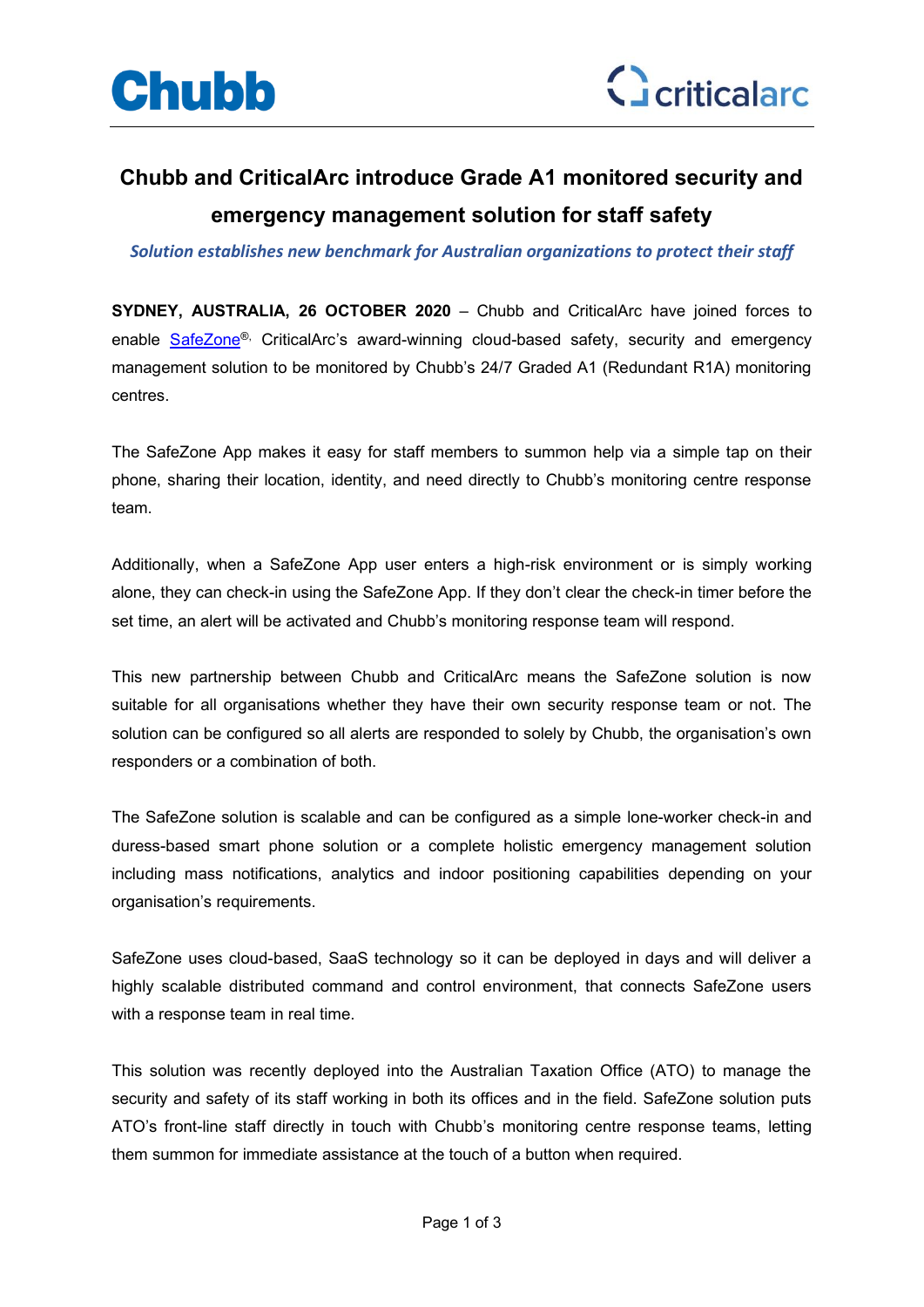Chubb                                                                                                                    criticalarc

# Chubb and CriticalArc introduce Grade A1 monitored security and emergency management solution for staff safety

***Solution establishes new benchmark for Australian organizations to protect their staff***

**SYDNEY, AUSTRALIA, 26 OCTOBER 2020** – Chubb and CriticalArc have joined forces to enable SafeZone®, CriticalArc's award-winning cloud-based safety, security and emergency management solution to be monitored by Chubb's 24/7 Graded A1 (Redundant R1A) monitoring centres.

The SafeZone App makes it easy for staff members to summon help via a simple tap on their phone, sharing their location, identity, and need directly to Chubb's monitoring centre response team.

Additionally, when a SafeZone App user enters a high-risk environment or is simply working alone, they can check-in using the SafeZone App. If they don't clear the check-in timer before the set time, an alert will be activated and Chubb's monitoring response team will respond.

This new partnership between Chubb and CriticalArc means the SafeZone solution is now suitable for all organisations whether they have their own security response team or not. The solution can be configured so all alerts are responded to solely by Chubb, the organisation's own responders or a combination of both.

The SafeZone solution is scalable and can be configured as a simple lone-worker check-in and duress-based smart phone solution or a complete holistic emergency management solution including mass notifications, analytics and indoor positioning capabilities depending on your organisation's requirements.

SafeZone uses cloud-based, SaaS technology so it can be deployed in days and will deliver a highly scalable distributed command and control environment, that connects SafeZone users with a response team in real time.

This solution was recently deployed into the Australian Taxation Office (ATO) to manage the security and safety of its staff working in both its offices and in the field. SafeZone solution puts ATO's front-line staff directly in touch with Chubb's monitoring centre response teams, letting them summon for immediate assistance at the touch of a button when required.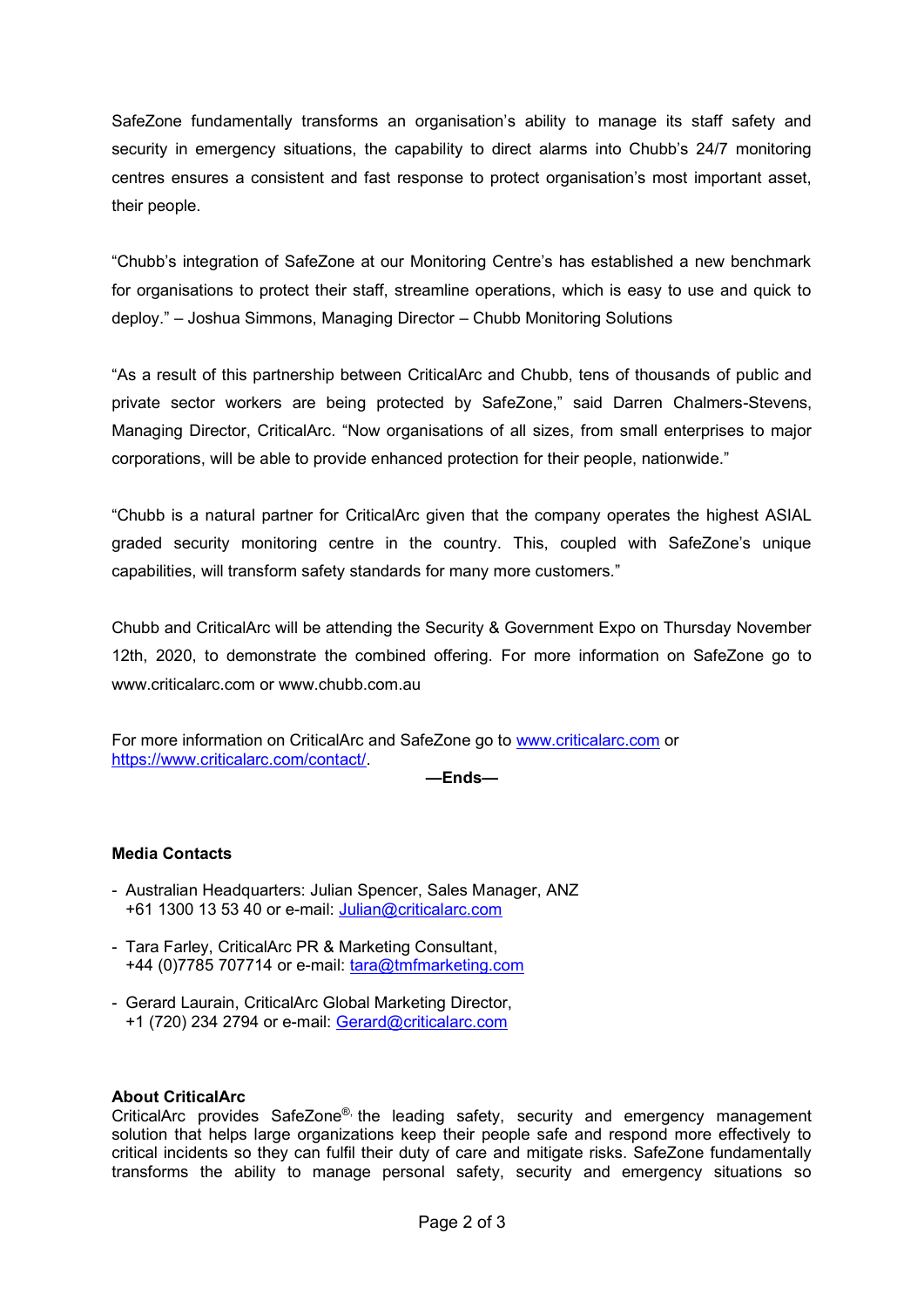SafeZone fundamentally transforms an organisation's ability to manage its staff safety and security in emergency situations, the capability to direct alarms into Chubb's 24/7 monitoring centres ensures a consistent and fast response to protect organisation's most important asset, their people.

"Chubb's integration of SafeZone at our Monitoring Centre's has established a new benchmark for organisations to protect their staff, streamline operations, which is easy to use and quick to deploy." – Joshua Simmons, Managing Director – Chubb Monitoring Solutions

"As a result of this partnership between CriticalArc and Chubb, tens of thousands of public and private sector workers are being protected by SafeZone," said Darren Chalmers-Stevens, Managing Director, CriticalArc. "Now organisations of all sizes, from small enterprises to major corporations, will be able to provide enhanced protection for their people, nationwide."

"Chubb is a natural partner for CriticalArc given that the company operates the highest ASIAL graded security monitoring centre in the country. This, coupled with SafeZone's unique capabilities, will transform safety standards for many more customers."

Chubb and CriticalArc will be attending the Security & Government Expo on Thursday November 12th, 2020, to demonstrate the combined offering. For more information on SafeZone go to www.criticalarc.com or www.chubb.com.au

For more information on CriticalArc and SafeZone go to www.criticalarc.com or https://www.criticalarc.com/contact/.

**—Ends—**

**Media Contacts**

- Australian Headquarters: Julian Spencer, Sales Manager, ANZ
  +61 1300 13 53 40 or e-mail: Julian@criticalarc.com

- Tara Farley, CriticalArc PR & Marketing Consultant,
  +44 (0)7785 707714 or e-mail: tara@tmfmarketing.com

- Gerard Laurain, CriticalArc Global Marketing Director,
  +1 (720) 234 2794 or e-mail: Gerard@criticalarc.com

**About CriticalArc**

CriticalArc provides SafeZone®, the leading safety, security and emergency management solution that helps large organizations keep their people safe and respond more effectively to critical incidents so they can fulfil their duty of care and mitigate risks. SafeZone fundamentally transforms the ability to manage personal safety, security and emergency situations so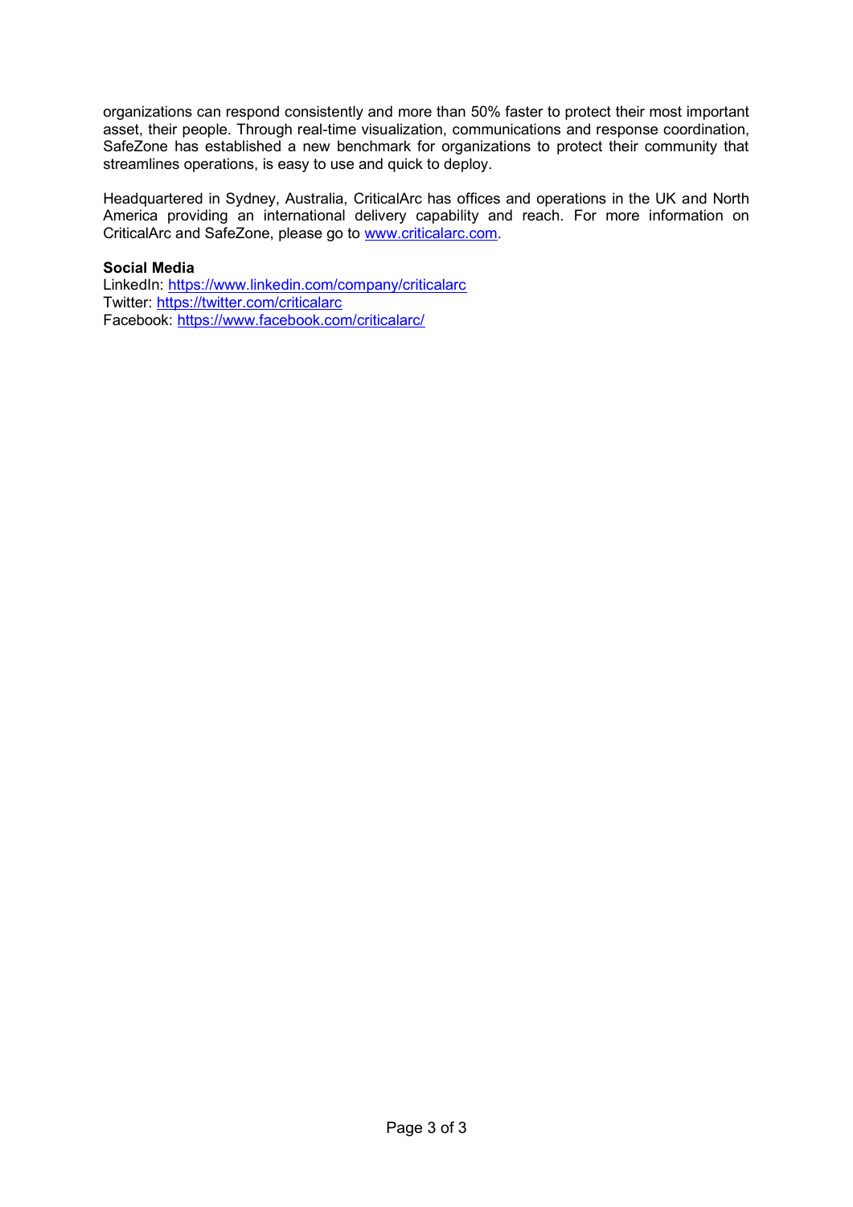organizations can respond consistently and more than 50% faster to protect their most important asset, their people. Through real-time visualization, communications and response coordination, SafeZone has established a new benchmark for organizations to protect their community that streamlines operations, is easy to use and quick to deploy.

Headquartered in Sydney, Australia, CriticalArc has offices and operations in the UK and North America providing an international delivery capability and reach. For more information on CriticalArc and SafeZone, please go to [www.criticalarc.com](http://www.criticalarc.com).

**Social Media**
LinkedIn: [https://www.linkedin.com/company/criticalarc](https://www.linkedin.com/company/criticalarc)
Twitter: [https://twitter.com/criticalarc](https://twitter.com/criticalarc)
Facebook: [https://www.facebook.com/criticalarc/](https://www.facebook.com/criticalarc/)